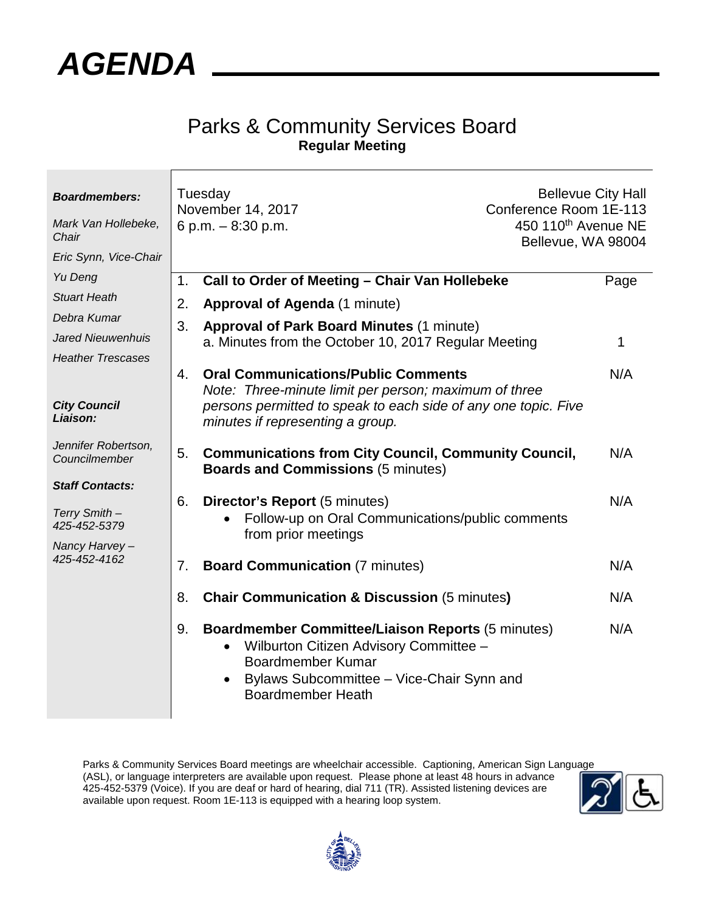# AGENDA

## Parks & Community Services Board

**Regular Meeting**

***Boardmembers:***

*Mark Van Hollebeke, Chair*

*Eric Synn, Vice-Chair*

*Yu Deng*

*Stuart Heath*

*Debra Kumar*

*Jared Nieuwenhuis*

*Heather Trescases*

***City Council Liaison:***

*Jennifer Robertson, Councilmember*

***Staff Contacts:***

*Terry Smith – 425-452-5379*

*Nancy Harvey – 425-452-4162*

Tuesday
November 14, 2017
6 p.m. – 8:30 p.m.

Bellevue City Hall
Conference Room 1E-113
450 110th Avenue NE
Bellevue, WA 98004

| | | Page |
|---|---|---|
| 1. | **Call to Order of Meeting – Chair Van Hollebeke** | |
| 2. | **Approval of Agenda** (1 minute) | |
| 3. | **Approval of Park Board Minutes** (1 minute)<br>a. Minutes from the October 10, 2017 Regular Meeting | 1 |
| 4. | **Oral Communications/Public Comments**<br>*Note: Three-minute limit per person; maximum of three persons permitted to speak to each side of any one topic. Five minutes if representing a group.* | N/A |
| 5. | **Communications from City Council, Community Council, Boards and Commissions** (5 minutes) | N/A |
| 6. | **Director's Report** (5 minutes)<br>• Follow-up on Oral Communications/public comments from prior meetings | N/A |
| 7. | **Board Communication** (7 minutes) | N/A |
| 8. | **Chair Communication & Discussion** (5 minutes**)** | N/A |
| 9. | **Boardmember Committee/Liaison Reports** (5 minutes)<br>• Wilburton Citizen Advisory Committee – Boardmember Kumar<br>• Bylaws Subcommittee – Vice-Chair Synn and Boardmember Heath | N/A |

Parks & Community Services Board meetings are wheelchair accessible. Captioning, American Sign Language (ASL), or language interpreters are available upon request. Please phone at least 48 hours in advance 425-452-5379 (Voice). If you are deaf or hard of hearing, dial 711 (TR). Assisted listening devices are available upon request. Room 1E-113 is equipped with a hearing loop system.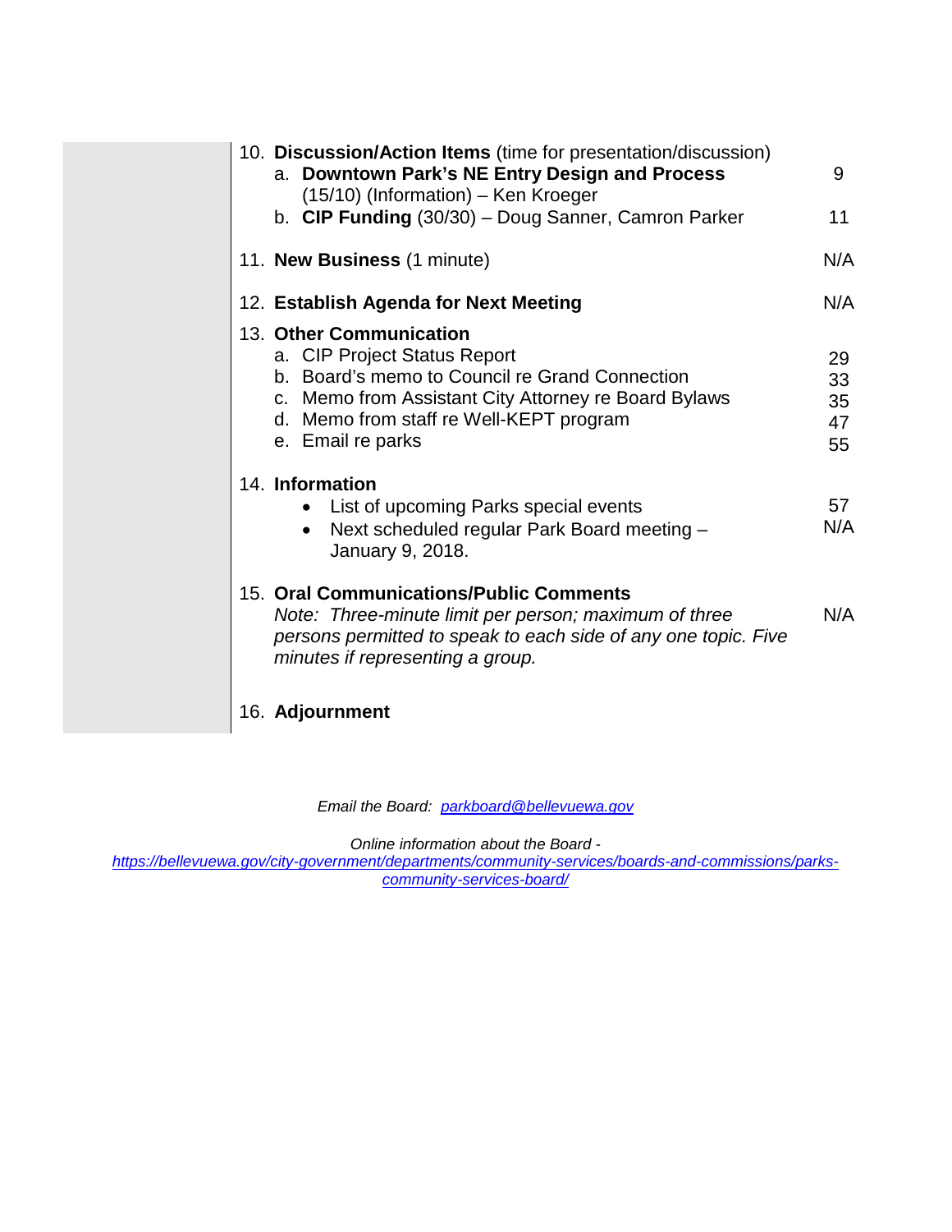| | |
|---|---|
| 10. **Discussion/Action Items** (time for presentation/discussion) | |
| a. **Downtown Park's NE Entry Design and Process** (15/10) (Information) – Ken Kroeger | 9 |
| b. **CIP Funding** (30/30) – Doug Sanner, Camron Parker | 11 |
| 11. **New Business** (1 minute) | N/A |
| 12. **Establish Agenda for Next Meeting** | N/A |
| 13. **Other Communication** | |
| a. CIP Project Status Report | 29 |
| b. Board's memo to Council re Grand Connection | 33 |
| c. Memo from Assistant City Attorney re Board Bylaws | 35 |
| d. Memo from staff re Well-KEPT program | 47 |
| e. Email re parks | 55 |
| 14. **Information** | |
| • List of upcoming Parks special events | 57 |
| • Next scheduled regular Park Board meeting – January 9, 2018. | N/A |
| 15. **Oral Communications/Public Comments** *Note: Three-minute limit per person; maximum of three persons permitted to speak to each side of any one topic. Five minutes if representing a group.* | N/A |
| 16. **Adjournment** | |

*Email the Board: parkboard@bellevuewa.gov*

*Online information about the Board - https://bellevuewa.gov/city-government/departments/community-services/boards-and-commissions/parks-community-services-board/*